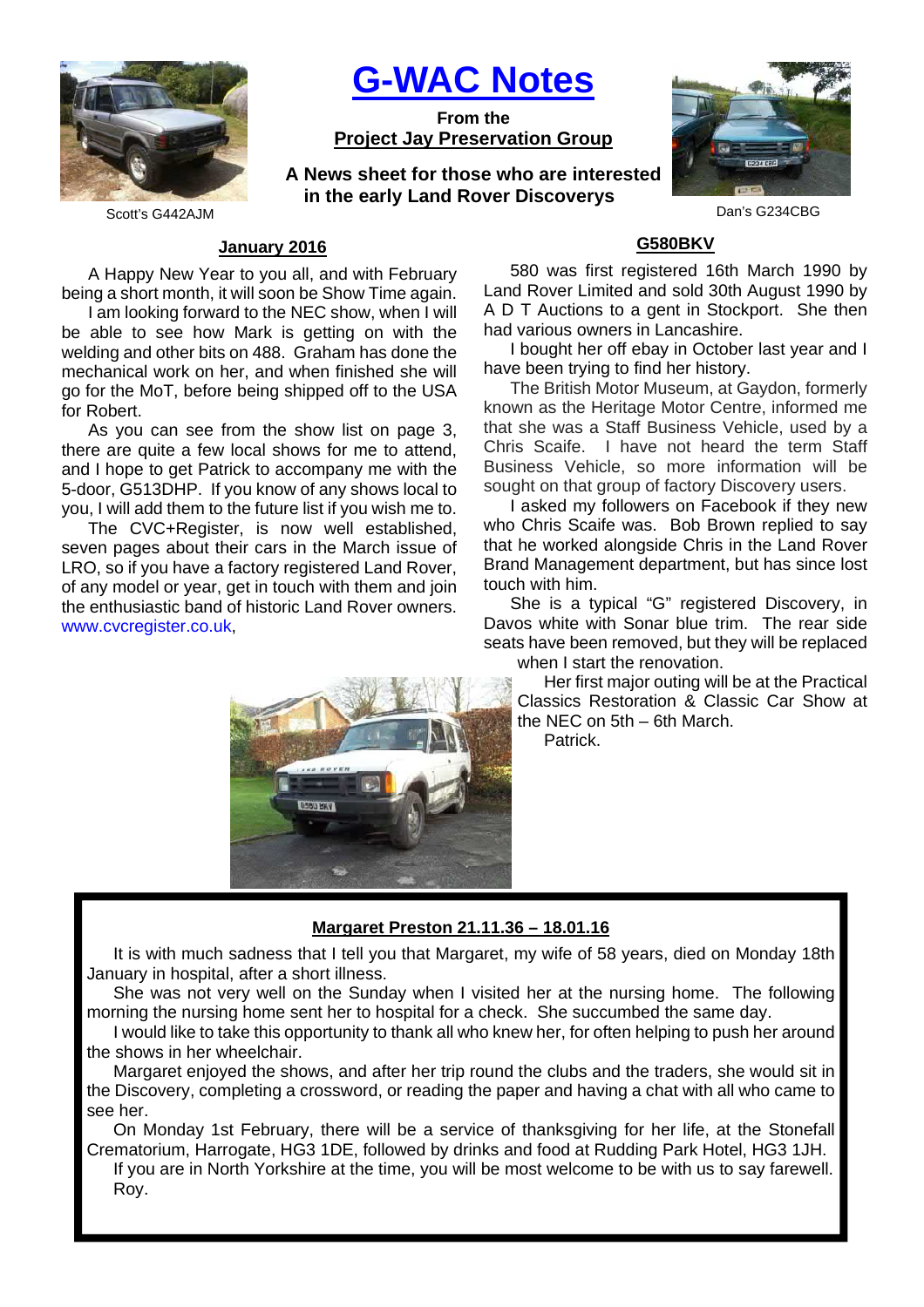# G-WAC Notes

**From the**
**Project Jay Preservation Group**

**A News sheet for those who are interested in the early Land Rover Discoverys**

Scott's G442AJM

Dan's G234CBG

## January 2016

A Happy New Year to you all, and with February being a short month, it will soon be Show Time again.

I am looking forward to the NEC show, when I will be able to see how Mark is getting on with the welding and other bits on 488. Graham has done the mechanical work on her, and when finished she will go for the MoT, before being shipped off to the USA for Robert.

As you can see from the show list on page 3, there are quite a few local shows for me to attend, and I hope to get Patrick to accompany me with the 5-door, G513DHP. If you know of any shows local to you, I will add them to the future list if you wish me to.

The CVC+Register, is now well established, seven pages about their cars in the March issue of LRO, so if you have a factory registered Land Rover, of any model or year, get in touch with them and join the enthusiastic band of historic Land Rover owners. www.cvcregister.co.uk,

## G580BKV

580 was first registered 16th March 1990 by Land Rover Limited and sold 30th August 1990 by A D T Auctions to a gent in Stockport. She then had various owners in Lancashire.

I bought her off ebay in October last year and I have been trying to find her history.

The British Motor Museum, at Gaydon, formerly known as the Heritage Motor Centre, informed me that she was a Staff Business Vehicle, used by a Chris Scaife. I have not heard the term Staff Business Vehicle, so more information will be sought on that group of factory Discovery users.

I asked my followers on Facebook if they new who Chris Scaife was. Bob Brown replied to say that he worked alongside Chris in the Land Rover Brand Management department, but has since lost touch with him.

She is a typical "G" registered Discovery, in Davos white with Sonar blue trim. The rear side seats have been removed, but they will be replaced when I start the renovation.

Her first major outing will be at the Practical Classics Restoration & Classic Car Show at the NEC on 5th – 6th March.

Patrick.

### Margaret Preston 21.11.36 – 18.01.16

It is with much sadness that I tell you that Margaret, my wife of 58 years, died on Monday 18th January in hospital, after a short illness.

She was not very well on the Sunday when I visited her at the nursing home. The following morning the nursing home sent her to hospital for a check. She succumbed the same day.

I would like to take this opportunity to thank all who knew her, for often helping to push her around the shows in her wheelchair.

Margaret enjoyed the shows, and after her trip round the clubs and the traders, she would sit in the Discovery, completing a crossword, or reading the paper and having a chat with all who came to see her.

On Monday 1st February, there will be a service of thanksgiving for her life, at the Stonefall Crematorium, Harrogate, HG3 1DE, followed by drinks and food at Rudding Park Hotel, HG3 1JH.

If you are in North Yorkshire at the time, you will be most welcome to be with us to say farewell.

Roy.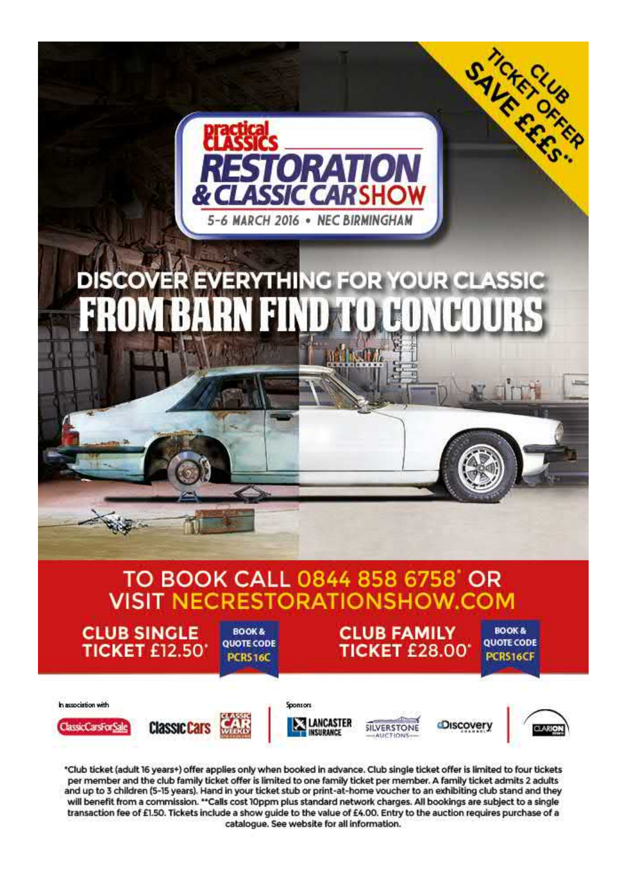CLUB TICKET OFFER SAVE £££s**

# practical CLASSICS RESTORATION & CLASSIC CAR SHOW

5-6 MARCH 2016 • NEC BIRMINGHAM

## DISCOVER EVERYTHING FOR YOUR CLASSIC FROM BARN FIND TO CONCOURS

## TO BOOK CALL 0844 858 6758* OR VISIT NECRESTORATIONSHOW.COM

**CLUB SINGLE TICKET £12.50*** — BOOK & QUOTE CODE PCRS16C

**CLUB FAMILY TICKET £28.00*** — BOOK & QUOTE CODE PCRS16CF

In association with: ClassicCarsForSale, Classic Cars, Classic Car Weekly

Sponsors: Lancaster Insurance, Silverstone Auctions, Discovery Channel, Clarion Events

*Club ticket (adult 16 years+) offer applies only when booked in advance. Club single ticket offer is limited to four tickets per member and the club family ticket offer is limited to one family ticket per member. A family ticket admits 2 adults and up to 3 children (5-15 years). Hand in your ticket stub or print-at-home voucher to an exhibiting club stand and they will benefit from a commission. **Calls cost 10ppm plus standard network charges. All bookings are subject to a single transaction fee of £1.50. Tickets include a show guide to the value of £4.00. Entry to the auction requires purchase of a catalogue. See website for all information.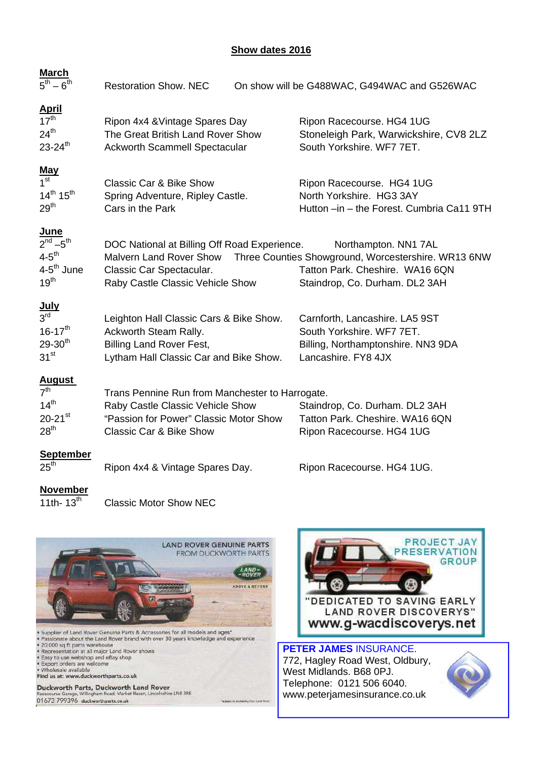## Show dates 2016

**March**

| | | |
|---|---|---|
| 5th – 6th | Restoration Show. NEC | On show will be G488WAC, G494WAC and G526WAC |

**April**

| | | |
|---|---|---|
| 17th | Ripon 4x4 &Vintage Spares Day | Ripon Racecourse. HG4 1UG |
| 24th | The Great British Land Rover Show | Stoneleigh Park, Warwickshire, CV8 2LZ |
| 23-24th | Ackworth Scammell Spectacular | South Yorkshire. WF7 7ET. |

**May**

| | | |
|---|---|---|
| 1st | Classic Car & Bike Show | Ripon Racecourse. HG4 1UG |
| 14th 15th | Spring Adventure, Ripley Castle. | North Yorkshire. HG3 3AY |
| 29th | Cars in the Park | Hutton –in – the Forest. Cumbria Ca11 9TH |

**June**

| | | |
|---|---|---|
| 2nd –5th | DOC National at Billing Off Road Experience. | Northampton. NN1 7AL |
| 4-5th | Malvern Land Rover Show | Three Counties Showground, Worcestershire. WR13 6NW |
| 4-5th June | Classic Car Spectacular. | Tatton Park. Cheshire. WA16 6QN |
| 19th | Raby Castle Classic Vehicle Show | Staindrop, Co. Durham. DL2 3AH |

**July**

| | | |
|---|---|---|
| 3rd | Leighton Hall Classic Cars & Bike Show. | Carnforth, Lancashire. LA5 9ST |
| 16-17th | Ackworth Steam Rally. | South Yorkshire. WF7 7ET. |
| 29-30th | Billing Land Rover Fest, | Billing, Northamptonshire. NN3 9DA |
| 31st | Lytham Hall Classic Car and Bike Show. | Lancashire. FY8 4JX |

**August**

| | | |
|---|---|---|
| 7th | Trans Pennine Run from Manchester to Harrogate. | |
| 14th | Raby Castle Classic Vehicle Show | Staindrop, Co. Durham. DL2 3AH |
| 20-21st | "Passion for Power" Classic Motor Show | Tatton Park. Cheshire. WA16 6QN |
| 28th | Classic Car & Bike Show | Ripon Racecourse. HG4 1UG |

**September**

| | | |
|---|---|---|
| 25th | Ripon 4x4 & Vintage Spares Day. | Ripon Racecourse. HG4 1UG. |

**November**

| | | |
|---|---|---|
| 11th- 13th | Classic Motor Show NEC | |

LAND ROVER GENUINE PARTS FROM DUCKWORTH PARTS

- Supplier of Land Rover Genuine Parts & Accessories for all models and ages*
- Passionate about the Land Rover brand with over 30 years knowledge and experience
- 20,000 sq ft parts warehouse
- Representation at all major Land Rover shows
- Easy to use webshop and eBay shop
- Export orders are welcome
- Wholesale available

Find us at: www.duckworthparts.co.uk

**Duckworth Parts, Duckworth Land Rover**
Racecourse Garage, Willingham Road, Market Rasen, Lincolnshire LN8 3RE
01673 799396 duckworthparts.co.uk

*subject to availability from Land Rover

PROJECT JAY PRESERVATION GROUP

"DEDICATED TO SAVING EARLY LAND ROVER DISCOVERYS"

**www.g-wacdiscoverys.net**

**PETER JAMES** INSURANCE.
772, Hagley Road West, Oldbury,
West Midlands. B68 0PJ.
Telephone: 0121 506 6040.
www.peterjamesinsurance.co.uk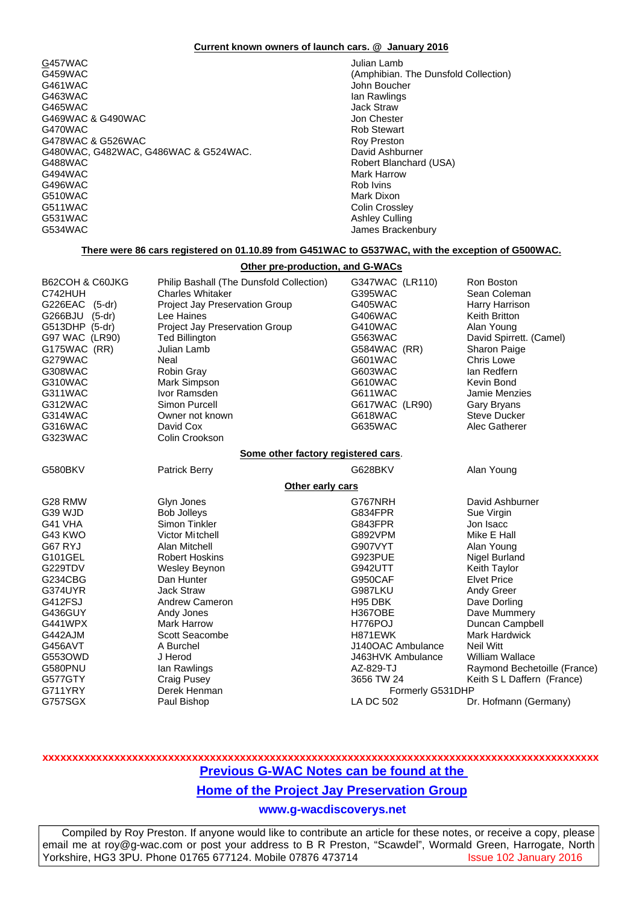**Current known owners of launch cars. @ January 2016**

| | |
|---|---|
| G457WAC | Julian Lamb |
| G459WAC | (Amphibian. The Dunsfold Collection) |
| G461WAC | John Boucher |
| G463WAC | Ian Rawlings |
| G465WAC | Jack Straw |
| G469WAC & G490WAC | Jon Chester |
| G470WAC | Rob Stewart |
| G478WAC & G526WAC | Roy Preston |
| G480WAC, G482WAC, G486WAC & G524WAC. | David Ashburner |
| G488WAC | Robert Blanchard (USA) |
| G494WAC | Mark Harrow |
| G496WAC | Rob Ivins |
| G510WAC | Mark Dixon |
| G511WAC | Colin Crossley |
| G531WAC | Ashley Culling |
| G534WAC | James Brackenbury |

**There were 86 cars registered on 01.10.89 from G451WAC to G537WAC, with the exception of G500WAC.**

**Other pre-production, and G-WACs**

| | | | |
|---|---|---|---|
| B62COH & C60JKG | Philip Bashall (The Dunsfold Collection) | G347WAC (LR110) | Ron Boston |
| C742HUH | Charles Whitaker | G395WAC | Sean Coleman |
| G226EAC (5-dr) | Project Jay Preservation Group | G405WAC | Harry Harrison |
| G266BJU (5-dr) | Lee Haines | G406WAC | Keith Britton |
| G513DHP (5-dr) | Project Jay Preservation Group | G410WAC | Alan Young |
| G97 WAC (LR90) | Ted Billington | G563WAC | David Spirrett. (Camel) |
| G175WAC (RR) | Julian Lamb | G584WAC (RR) | Sharon Paige |
| G279WAC | Neal | G601WAC | Chris Lowe |
| G308WAC | Robin Gray | G603WAC | Ian Redfern |
| G310WAC | Mark Simpson | G610WAC | Kevin Bond |
| G311WAC | Ivor Ramsden | G611WAC | Jamie Menzies |
| G312WAC | Simon Purcell | G617WAC (LR90) | Gary Bryans |
| G314WAC | Owner not known | G618WAC | Steve Ducker |
| G316WAC | David Cox | G635WAC | Alec Gatherer |
| G323WAC | Colin Crookson | | |

**Some other factory registered cars**.

| | | | |
|---|---|---|---|
| G580BKV | Patrick Berry | G628BKV | Alan Young |

**Other early cars**

| | | | |
|---|---|---|---|
| G28 RMW | Glyn Jones | G767NRH | David Ashburner |
| G39 WJD | Bob Jolleys | G834FPR | Sue Virgin |
| G41 VHA | Simon Tinkler | G843FPR | Jon Isacc |
| G43 KWO | Victor Mitchell | G892VPM | Mike E Hall |
| G67 RYJ | Alan Mitchell | G907VYT | Alan Young |
| G101GEL | Robert Hoskins | G923PUE | Nigel Burland |
| G229TDV | Wesley Beynon | G942UTT | Keith Taylor |
| G234CBG | Dan Hunter | G950CAF | Elvet Price |
| G374UYR | Jack Straw | G987LKU | Andy Greer |
| G412FSJ | Andrew Cameron | H95 DBK | Dave Dorling |
| G436GUY | Andy Jones | H367OBE | Dave Mummery |
| G441WPX | Mark Harrow | H776POJ | Duncan Campbell |
| G442AJM | Scott Seacombe | H871EWK | Mark Hardwick |
| G456AVT | A Burchel | J140OAC Ambulance | Neil Witt |
| G553OWD | J Herod | J463HVK Ambulance | William Wallace |
| G580PNU | Ian Rawlings | AZ-829-TJ | Raymond Bechetoille (France) |
| G577GTY | Craig Pusey | 3656 TW 24 | Keith S L Daffern (France) |
| G711YRY | Derek Henman | Formerly G531DHP | |
| G757SGX | Paul Bishop | LA DC 502 | Dr. Hofmann (Germany) |

xxxxxxxxxxxxxxxxxxxxxxxxxxxxxxxxxxxxxxxxxxxxxxxxxxxxxxxxxxxxxxxxxxxxxxxxxxxxxxxxxxxxxxxxxxxx

**Previous G-WAC Notes can be found at the**

**Home of the Project Jay Preservation Group**

**www.g-wacdiscoverys.net**

Compiled by Roy Preston. If anyone would like to contribute an article for these notes, or receive a copy, please email me at roy@g-wac.com or post your address to B R Preston, "Scawdel", Wormald Green, Harrogate, North Yorkshire, HG3 3PU. Phone 01765 677124. Mobile 07876 473714 Issue 102 January 2016